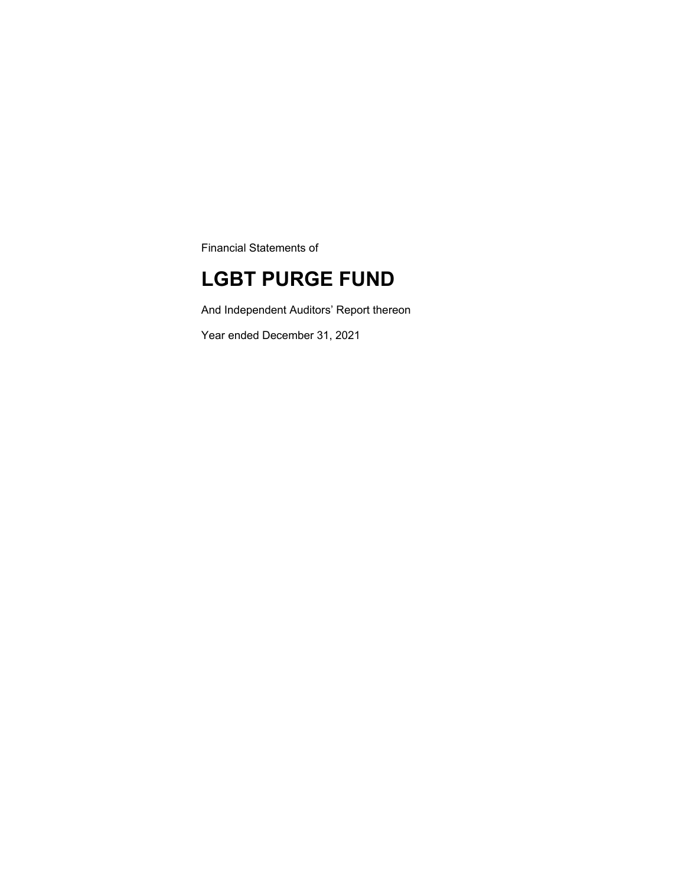Financial Statements of

# LGBT PURGE FUND

And Independent Auditors' Report thereon

Year ended December 31, 2021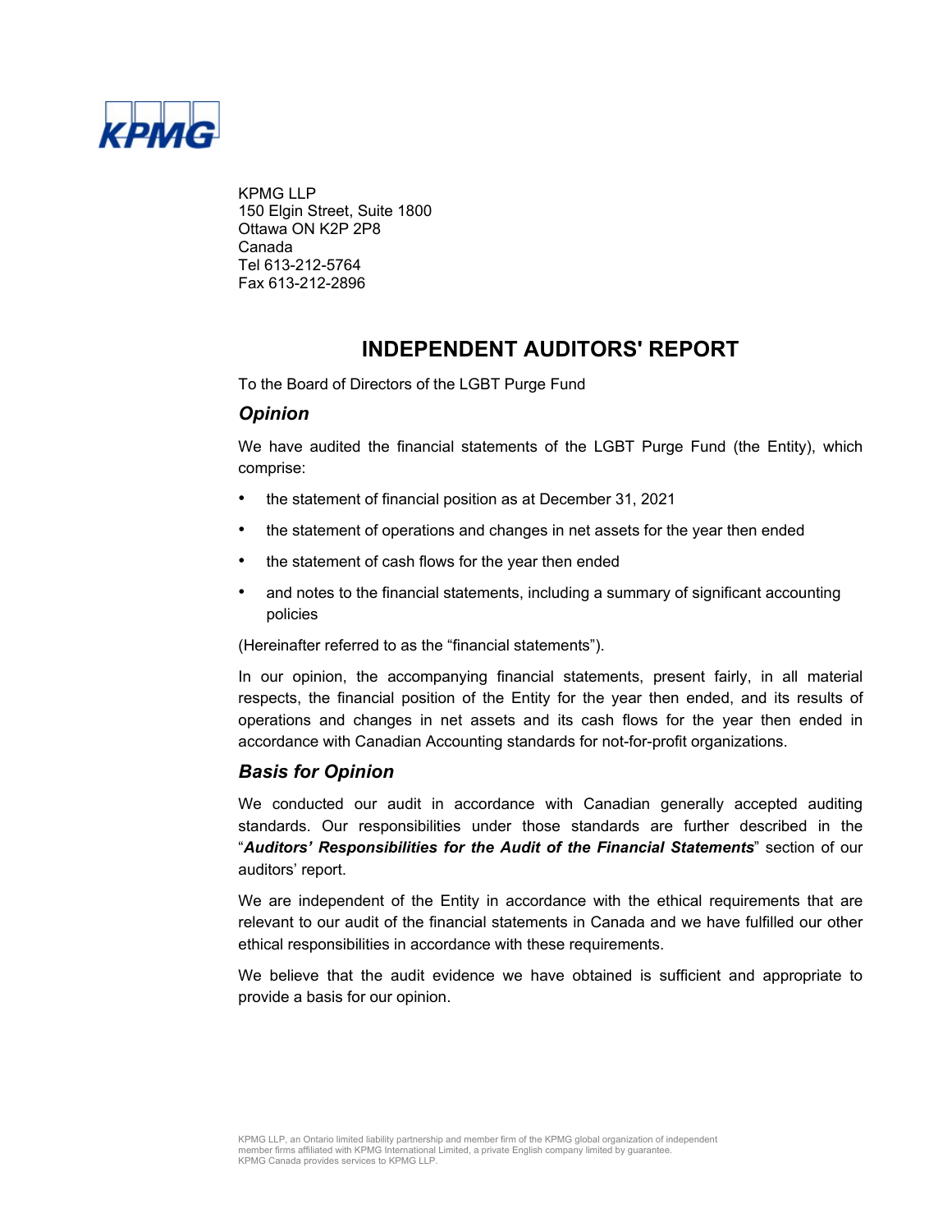KPMG LLP
150 Elgin Street, Suite 1800
Ottawa ON K2P 2P8
Canada
Tel 613-212-5764
Fax 613-212-2896

# INDEPENDENT AUDITORS' REPORT

To the Board of Directors of the LGBT Purge Fund

## *Opinion*

We have audited the financial statements of the LGBT Purge Fund (the Entity), which comprise:

- the statement of financial position as at December 31, 2021
- the statement of operations and changes in net assets for the year then ended
- the statement of cash flows for the year then ended
- and notes to the financial statements, including a summary of significant accounting policies

(Hereinafter referred to as the "financial statements").

In our opinion, the accompanying financial statements, present fairly, in all material respects, the financial position of the Entity for the year then ended, and its results of operations and changes in net assets and its cash flows for the year then ended in accordance with Canadian Accounting standards for not-for-profit organizations.

## *Basis for Opinion*

We conducted our audit in accordance with Canadian generally accepted auditing standards. Our responsibilities under those standards are further described in the "***Auditors' Responsibilities for the Audit of the Financial Statements***" section of our auditors' report.

We are independent of the Entity in accordance with the ethical requirements that are relevant to our audit of the financial statements in Canada and we have fulfilled our other ethical responsibilities in accordance with these requirements.

We believe that the audit evidence we have obtained is sufficient and appropriate to provide a basis for our opinion.

KPMG LLP, an Ontario limited liability partnership and member firm of the KPMG global organization of independent member firms affiliated with KPMG International Limited, a private English company limited by guarantee.
KPMG Canada provides services to KPMG LLP.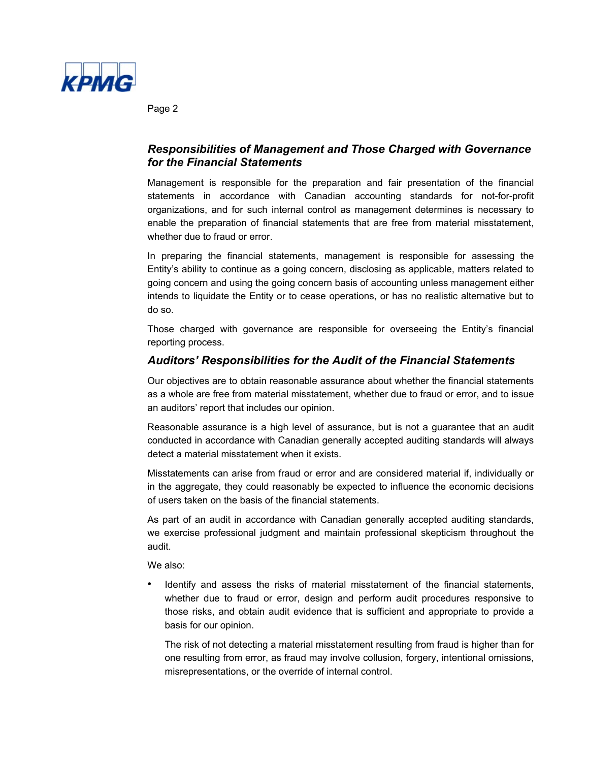### *Responsibilities of Management and Those Charged with Governance for the Financial Statements*

Management is responsible for the preparation and fair presentation of the financial statements in accordance with Canadian accounting standards for not-for-profit organizations, and for such internal control as management determines is necessary to enable the preparation of financial statements that are free from material misstatement, whether due to fraud or error.

In preparing the financial statements, management is responsible for assessing the Entity's ability to continue as a going concern, disclosing as applicable, matters related to going concern and using the going concern basis of accounting unless management either intends to liquidate the Entity or to cease operations, or has no realistic alternative but to do so.

Those charged with governance are responsible for overseeing the Entity's financial reporting process.

### *Auditors' Responsibilities for the Audit of the Financial Statements*

Our objectives are to obtain reasonable assurance about whether the financial statements as a whole are free from material misstatement, whether due to fraud or error, and to issue an auditors' report that includes our opinion.

Reasonable assurance is a high level of assurance, but is not a guarantee that an audit conducted in accordance with Canadian generally accepted auditing standards will always detect a material misstatement when it exists.

Misstatements can arise from fraud or error and are considered material if, individually or in the aggregate, they could reasonably be expected to influence the economic decisions of users taken on the basis of the financial statements.

As part of an audit in accordance with Canadian generally accepted auditing standards, we exercise professional judgment and maintain professional skepticism throughout the audit.

We also:

- Identify and assess the risks of material misstatement of the financial statements, whether due to fraud or error, design and perform audit procedures responsive to those risks, and obtain audit evidence that is sufficient and appropriate to provide a basis for our opinion.

  The risk of not detecting a material misstatement resulting from fraud is higher than for one resulting from error, as fraud may involve collusion, forgery, intentional omissions, misrepresentations, or the override of internal control.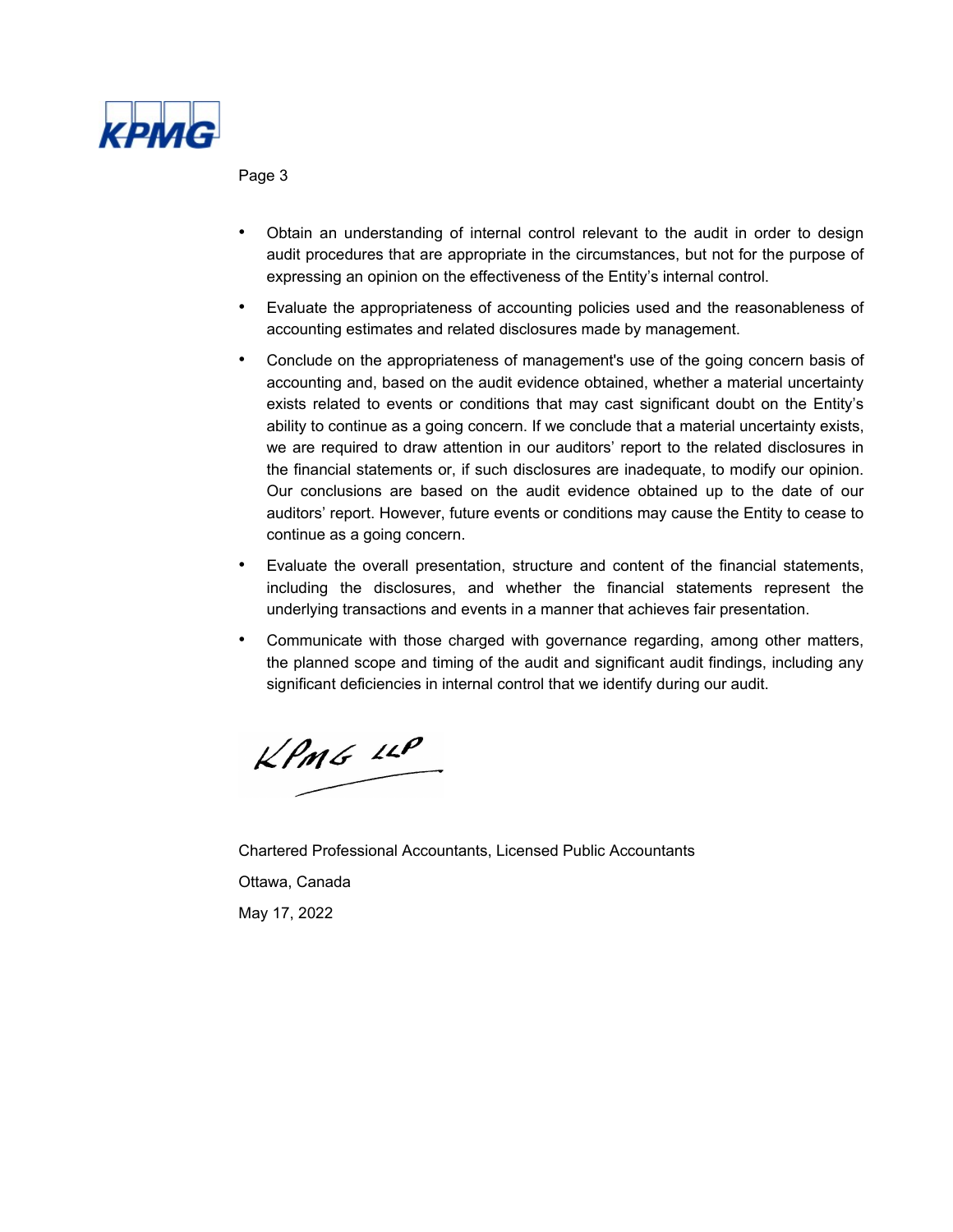- Obtain an understanding of internal control relevant to the audit in order to design audit procedures that are appropriate in the circumstances, but not for the purpose of expressing an opinion on the effectiveness of the Entity's internal control.
- Evaluate the appropriateness of accounting policies used and the reasonableness of accounting estimates and related disclosures made by management.
- Conclude on the appropriateness of management's use of the going concern basis of accounting and, based on the audit evidence obtained, whether a material uncertainty exists related to events or conditions that may cast significant doubt on the Entity's ability to continue as a going concern. If we conclude that a material uncertainty exists, we are required to draw attention in our auditors' report to the related disclosures in the financial statements or, if such disclosures are inadequate, to modify our opinion. Our conclusions are based on the audit evidence obtained up to the date of our auditors' report. However, future events or conditions may cause the Entity to cease to continue as a going concern.
- Evaluate the overall presentation, structure and content of the financial statements, including the disclosures, and whether the financial statements represent the underlying transactions and events in a manner that achieves fair presentation.
- Communicate with those charged with governance regarding, among other matters, the planned scope and timing of the audit and significant audit findings, including any significant deficiencies in internal control that we identify during our audit.

KPMG LLP

Chartered Professional Accountants, Licensed Public Accountants

Ottawa, Canada

May 17, 2022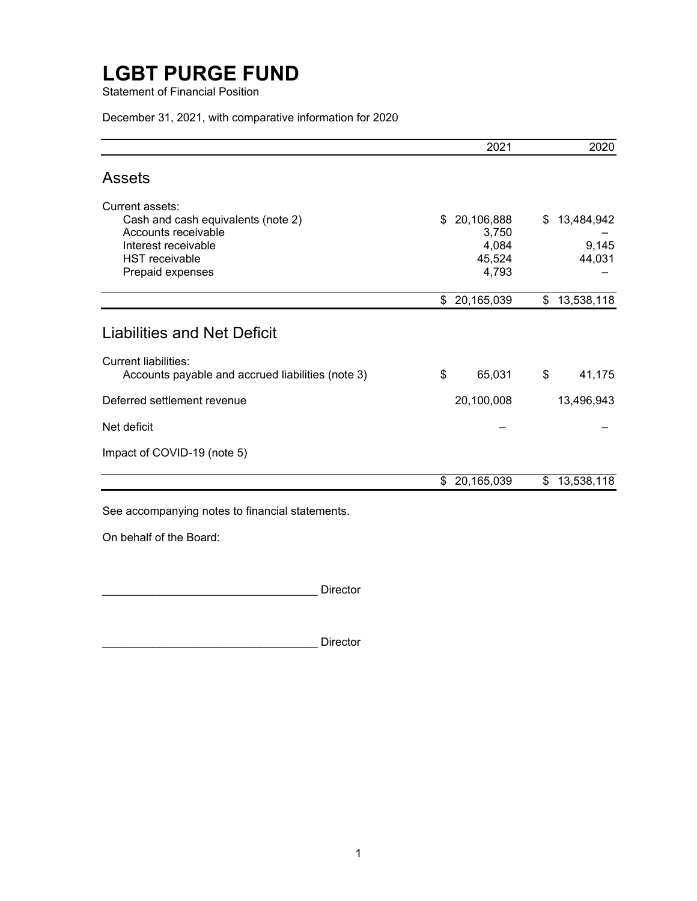# LGBT PURGE FUND

Statement of Financial Position

December 31, 2021, with comparative information for 2020

| | 2021 | 2020 |
|---|---|---|
| **Assets** | | |
| Current assets: | | |
| Cash and cash equivalents (note 2) | $ 20,106,888 | $ 13,484,942 |
| Accounts receivable | 3,750 | – |
| Interest receivable | 4,084 | 9,145 |
| HST receivable | 45,524 | 44,031 |
| Prepaid expenses | 4,793 | – |
| | $ 20,165,039 | $ 13,538,118 |
| **Liabilities and Net Deficit** | | |
| Current liabilities: | | |
| Accounts payable and accrued liabilities (note 3) | $ 65,031 | $ 41,175 |
| Deferred settlement revenue | 20,100,008 | 13,496,943 |
| Net deficit | – | – |
| Impact of COVID-19 (note 5) | | |
| | $ 20,165,039 | $ 13,538,118 |

See accompanying notes to financial statements.

On behalf of the Board:

_________________________________ Director

_________________________________ Director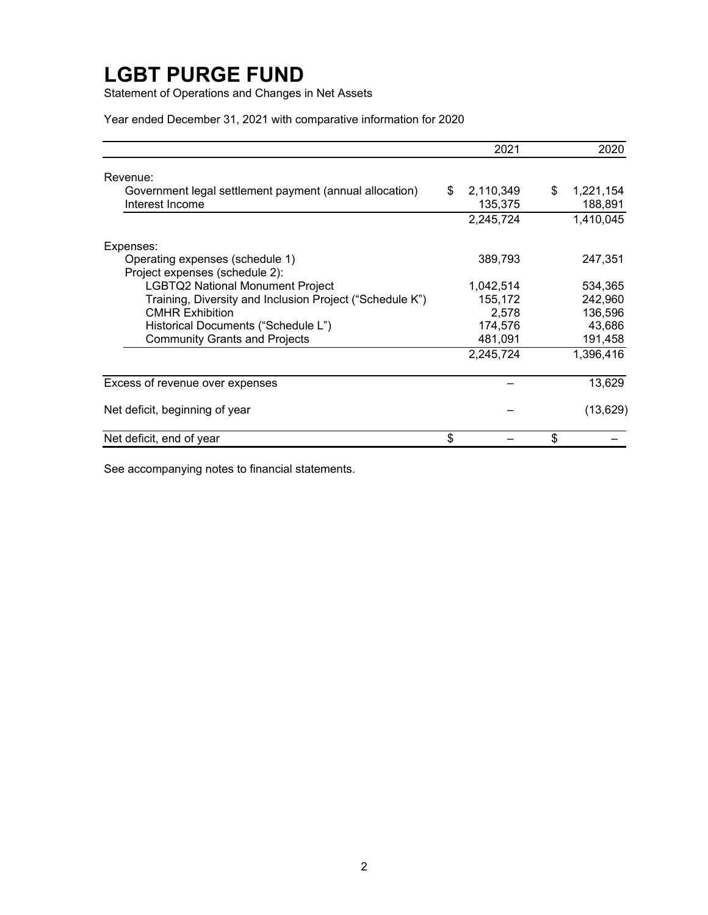# LGBT PURGE FUND

Statement of Operations and Changes in Net Assets

Year ended December 31, 2021 with comparative information for 2020

| | 2021 | 2020 |
|---|---|---|
| Revenue: | | |
| Government legal settlement payment (annual allocation) | $ 2,110,349 | $ 1,221,154 |
| Interest Income | 135,375 | 188,891 |
| | 2,245,724 | 1,410,045 |
| Expenses: | | |
| Operating expenses (schedule 1) | 389,793 | 247,351 |
| Project expenses (schedule 2): | | |
| LGBTQ2 National Monument Project | 1,042,514 | 534,365 |
| Training, Diversity and Inclusion Project ("Schedule K") | 155,172 | 242,960 |
| CMHR Exhibition | 2,578 | 136,596 |
| Historical Documents ("Schedule L") | 174,576 | 43,686 |
| Community Grants and Projects | 481,091 | 191,458 |
| | 2,245,724 | 1,396,416 |
| Excess of revenue over expenses | – | 13,629 |
| Net deficit, beginning of year | – | (13,629) |
| Net deficit, end of year | $ – | $ – |

See accompanying notes to financial statements.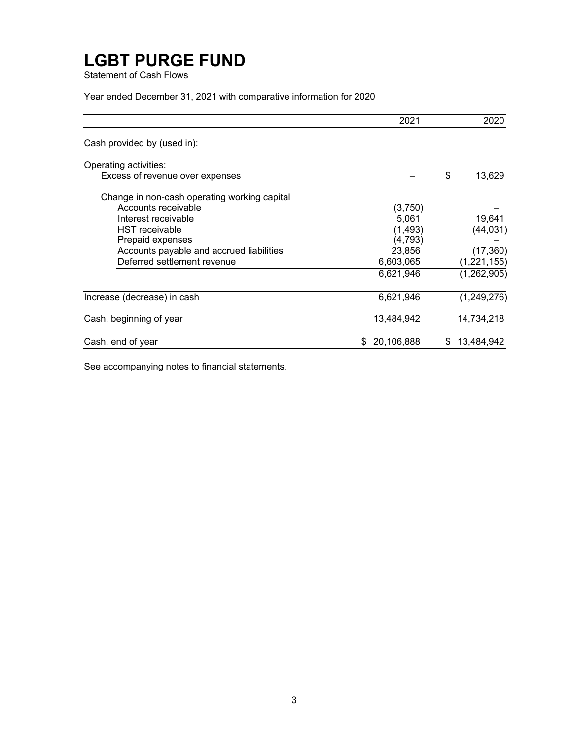# LGBT PURGE FUND

Statement of Cash Flows

Year ended December 31, 2021 with comparative information for 2020

| | 2021 | 2020 |
|---|---|---|
| Cash provided by (used in): | | |
| Operating activities: | | |
| Excess of revenue over expenses | – | $ 13,629 |
| Change in non-cash operating working capital | | |
| Accounts receivable | (3,750) | – |
| Interest receivable | 5,061 | 19,641 |
| HST receivable | (1,493) | (44,031) |
| Prepaid expenses | (4,793) | – |
| Accounts payable and accrued liabilities | 23,856 | (17,360) |
| Deferred settlement revenue | 6,603,065 | (1,221,155) |
| | 6,621,946 | (1,262,905) |
| Increase (decrease) in cash | 6,621,946 | (1,249,276) |
| Cash, beginning of year | 13,484,942 | 14,734,218 |
| Cash, end of year | $ 20,106,888 | $ 13,484,942 |

See accompanying notes to financial statements.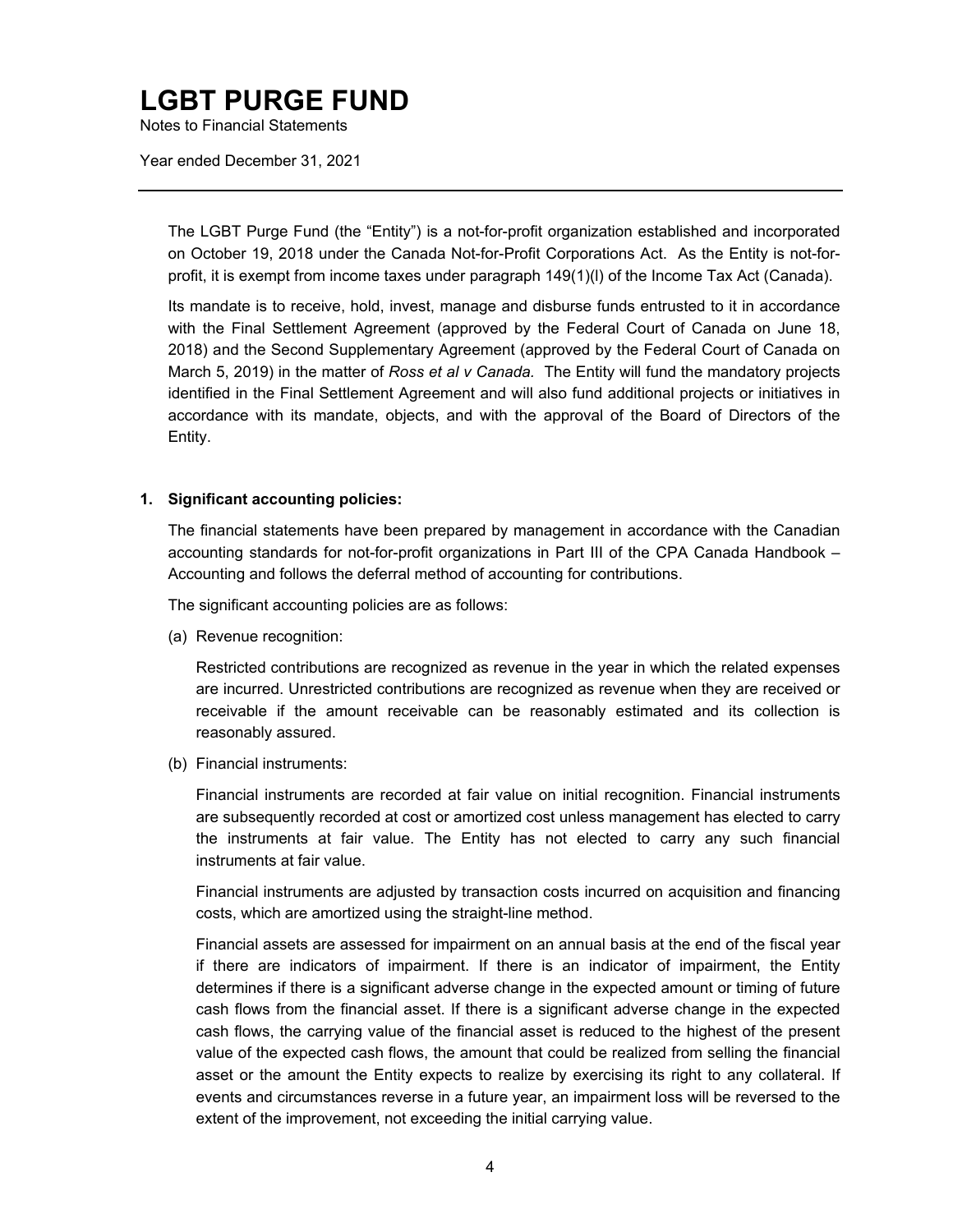# LGBT PURGE FUND

Notes to Financial Statements

Year ended December 31, 2021

The LGBT Purge Fund (the "Entity") is a not-for-profit organization established and incorporated on October 19, 2018 under the Canada Not-for-Profit Corporations Act. As the Entity is not-for-profit, it is exempt from income taxes under paragraph 149(1)(l) of the Income Tax Act (Canada).

Its mandate is to receive, hold, invest, manage and disburse funds entrusted to it in accordance with the Final Settlement Agreement (approved by the Federal Court of Canada on June 18, 2018) and the Second Supplementary Agreement (approved by the Federal Court of Canada on March 5, 2019) in the matter of *Ross et al v Canada.* The Entity will fund the mandatory projects identified in the Final Settlement Agreement and will also fund additional projects or initiatives in accordance with its mandate, objects, and with the approval of the Board of Directors of the Entity.

**1. Significant accounting policies:**

The financial statements have been prepared by management in accordance with the Canadian accounting standards for not-for-profit organizations in Part III of the CPA Canada Handbook – Accounting and follows the deferral method of accounting for contributions.

The significant accounting policies are as follows:

(a) Revenue recognition:

Restricted contributions are recognized as revenue in the year in which the related expenses are incurred. Unrestricted contributions are recognized as revenue when they are received or receivable if the amount receivable can be reasonably estimated and its collection is reasonably assured.

(b) Financial instruments:

Financial instruments are recorded at fair value on initial recognition. Financial instruments are subsequently recorded at cost or amortized cost unless management has elected to carry the instruments at fair value. The Entity has not elected to carry any such financial instruments at fair value.

Financial instruments are adjusted by transaction costs incurred on acquisition and financing costs, which are amortized using the straight-line method.

Financial assets are assessed for impairment on an annual basis at the end of the fiscal year if there are indicators of impairment. If there is an indicator of impairment, the Entity determines if there is a significant adverse change in the expected amount or timing of future cash flows from the financial asset. If there is a significant adverse change in the expected cash flows, the carrying value of the financial asset is reduced to the highest of the present value of the expected cash flows, the amount that could be realized from selling the financial asset or the amount the Entity expects to realize by exercising its right to any collateral. If events and circumstances reverse in a future year, an impairment loss will be reversed to the extent of the improvement, not exceeding the initial carrying value.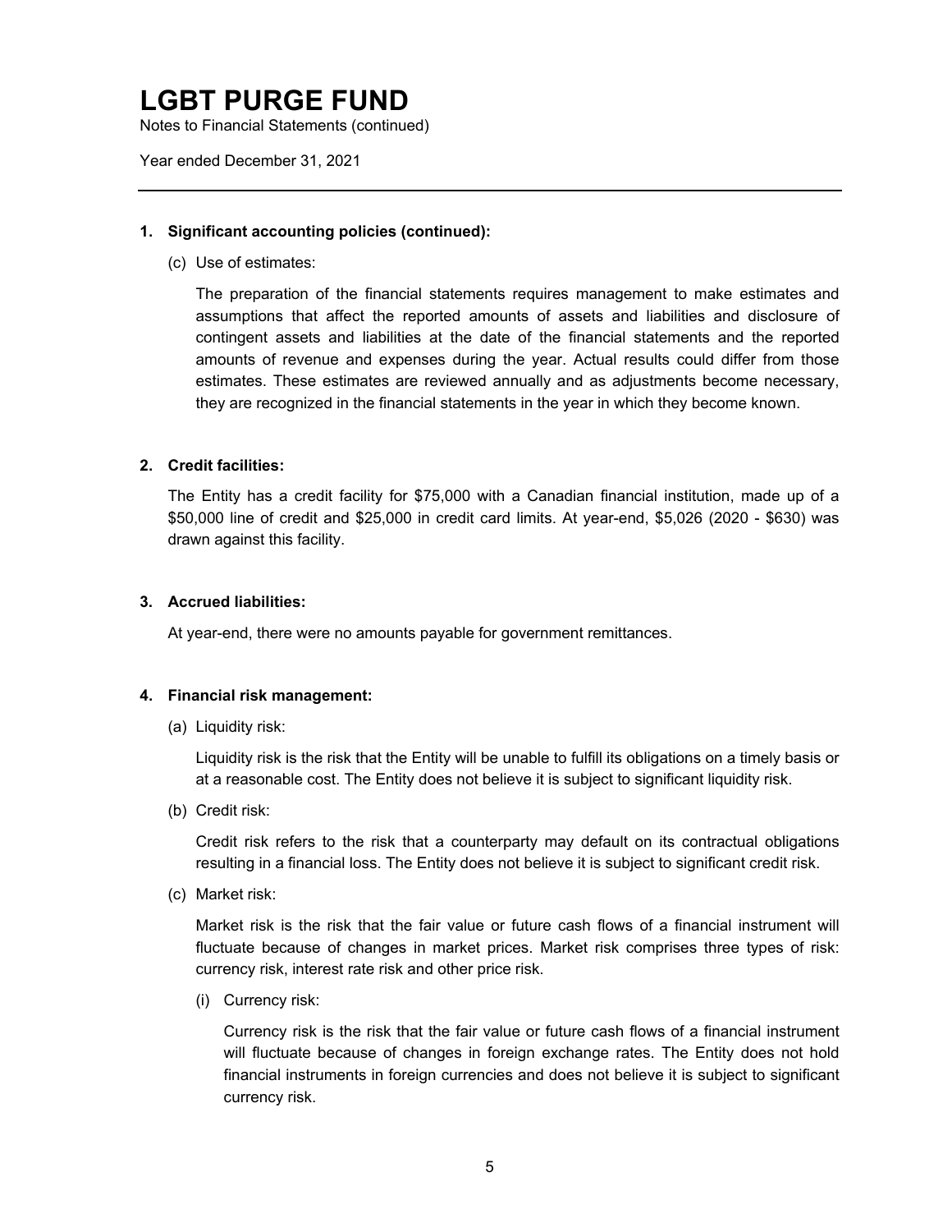# LGBT PURGE FUND

Notes to Financial Statements (continued)

Year ended December 31, 2021

---

**1. Significant accounting policies (continued):**

(c) Use of estimates:

The preparation of the financial statements requires management to make estimates and assumptions that affect the reported amounts of assets and liabilities and disclosure of contingent assets and liabilities at the date of the financial statements and the reported amounts of revenue and expenses during the year. Actual results could differ from those estimates. These estimates are reviewed annually and as adjustments become necessary, they are recognized in the financial statements in the year in which they become known.

**2. Credit facilities:**

The Entity has a credit facility for $75,000 with a Canadian financial institution, made up of a $50,000 line of credit and $25,000 in credit card limits. At year-end, $5,026 (2020 - $630) was drawn against this facility.

**3. Accrued liabilities:**

At year-end, there were no amounts payable for government remittances.

**4. Financial risk management:**

(a) Liquidity risk:

Liquidity risk is the risk that the Entity will be unable to fulfill its obligations on a timely basis or at a reasonable cost. The Entity does not believe it is subject to significant liquidity risk.

(b) Credit risk:

Credit risk refers to the risk that a counterparty may default on its contractual obligations resulting in a financial loss. The Entity does not believe it is subject to significant credit risk.

(c) Market risk:

Market risk is the risk that the fair value or future cash flows of a financial instrument will fluctuate because of changes in market prices. Market risk comprises three types of risk: currency risk, interest rate risk and other price risk.

(i) Currency risk:

Currency risk is the risk that the fair value or future cash flows of a financial instrument will fluctuate because of changes in foreign exchange rates. The Entity does not hold financial instruments in foreign currencies and does not believe it is subject to significant currency risk.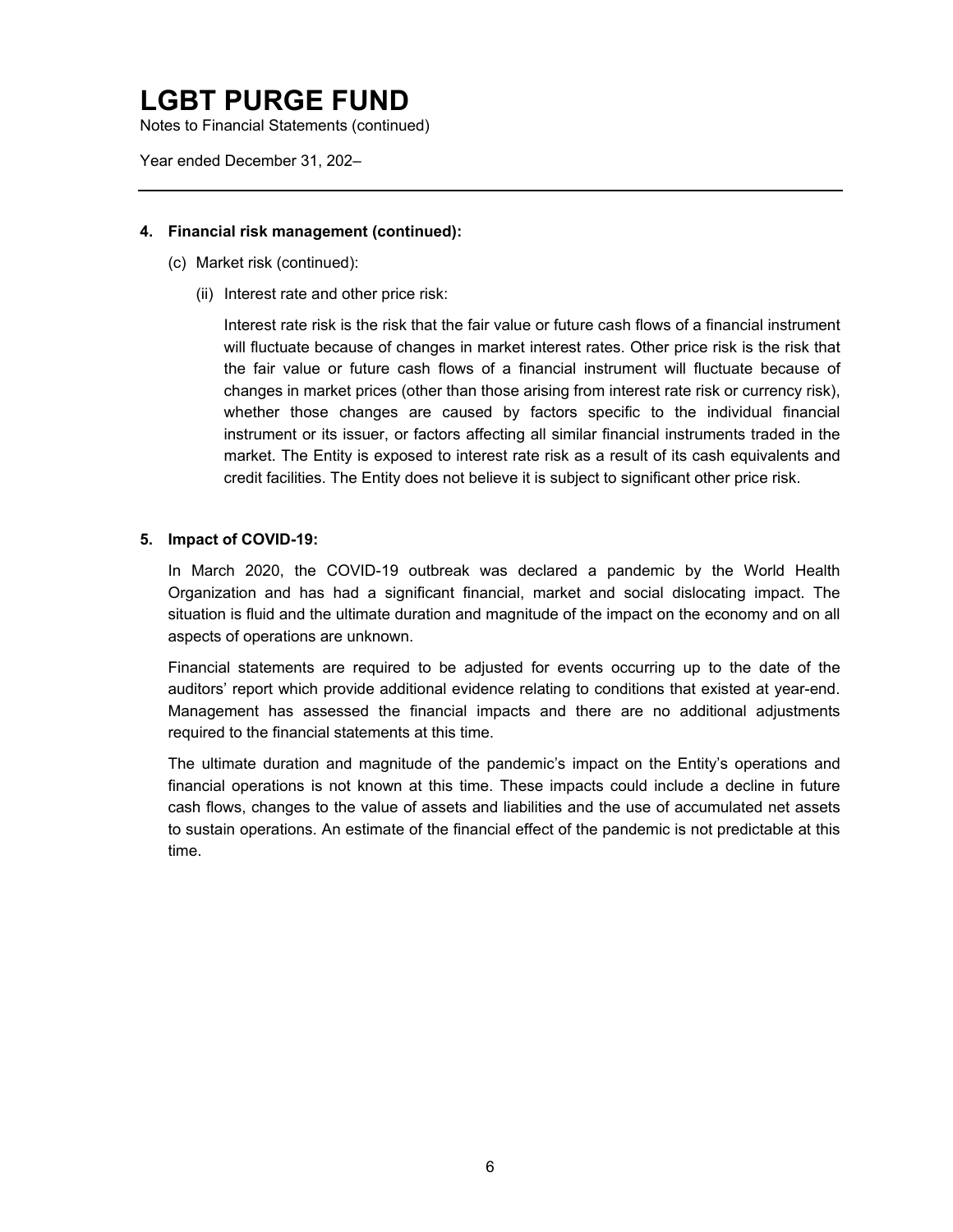# LGBT PURGE FUND

Notes to Financial Statements (continued)

Year ended December 31, 202–

---

**4. Financial risk management (continued):**

(c) Market risk (continued):

(ii) Interest rate and other price risk:

Interest rate risk is the risk that the fair value or future cash flows of a financial instrument will fluctuate because of changes in market interest rates. Other price risk is the risk that the fair value or future cash flows of a financial instrument will fluctuate because of changes in market prices (other than those arising from interest rate risk or currency risk), whether those changes are caused by factors specific to the individual financial instrument or its issuer, or factors affecting all similar financial instruments traded in the market. The Entity is exposed to interest rate risk as a result of its cash equivalents and credit facilities. The Entity does not believe it is subject to significant other price risk.

**5. Impact of COVID-19:**

In March 2020, the COVID-19 outbreak was declared a pandemic by the World Health Organization and has had a significant financial, market and social dislocating impact. The situation is fluid and the ultimate duration and magnitude of the impact on the economy and on all aspects of operations are unknown.

Financial statements are required to be adjusted for events occurring up to the date of the auditors' report which provide additional evidence relating to conditions that existed at year-end. Management has assessed the financial impacts and there are no additional adjustments required to the financial statements at this time.

The ultimate duration and magnitude of the pandemic's impact on the Entity's operations and financial operations is not known at this time. These impacts could include a decline in future cash flows, changes to the value of assets and liabilities and the use of accumulated net assets to sustain operations. An estimate of the financial effect of the pandemic is not predictable at this time.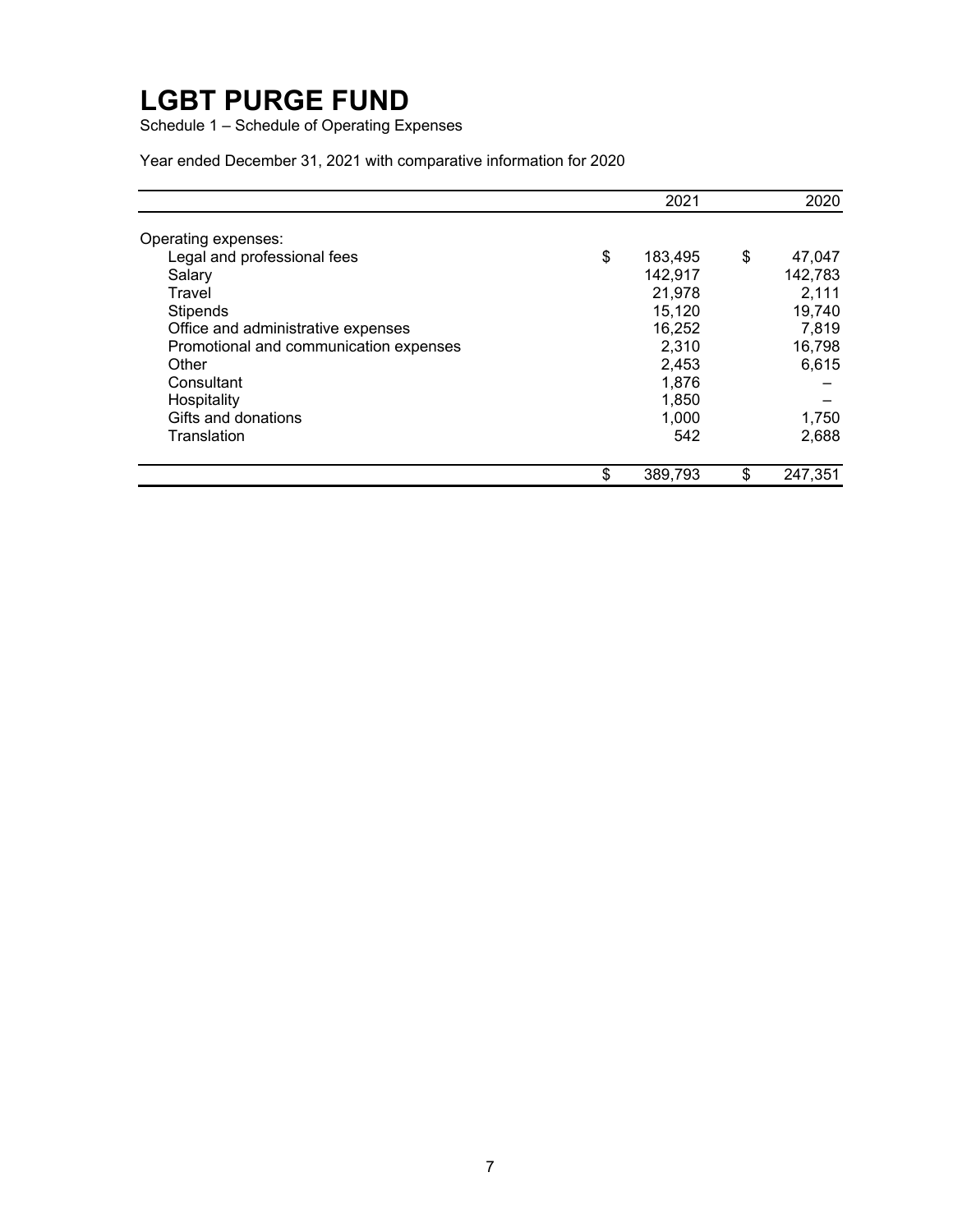# LGBT PURGE FUND

Schedule 1 – Schedule of Operating Expenses

Year ended December 31, 2021 with comparative information for 2020

| | 2021 | 2020 |
|---|---|---|
| Operating expenses: | | |
| Legal and professional fees | $ 183,495 | $ 47,047 |
| Salary | 142,917 | 142,783 |
| Travel | 21,978 | 2,111 |
| Stipends | 15,120 | 19,740 |
| Office and administrative expenses | 16,252 | 7,819 |
| Promotional and communication expenses | 2,310 | 16,798 |
| Other | 2,453 | 6,615 |
| Consultant | 1,876 | – |
| Hospitality | 1,850 | – |
| Gifts and donations | 1,000 | 1,750 |
| Translation | 542 | 2,688 |
| | $ 389,793 | $ 247,351 |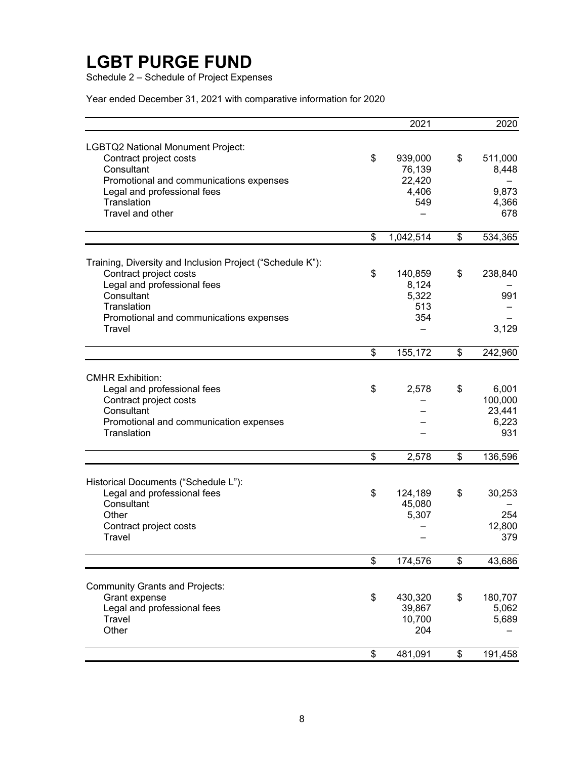# LGBT PURGE FUND

Schedule 2 – Schedule of Project Expenses

Year ended December 31, 2021 with comparative information for 2020

| | 2021 | 2020 |
|---|---|---|
| **LGBTQ2 National Monument Project:** | | |
| Contract project costs | $ 939,000 | $ 511,000 |
| Consultant | 76,139 | 8,448 |
| Promotional and communications expenses | 22,420 | – |
| Legal and professional fees | 4,406 | 9,873 |
| Translation | 549 | 4,366 |
| Travel and other | – | 678 |
| | $ 1,042,514 | $ 534,365 |
| **Training, Diversity and Inclusion Project ("Schedule K"):** | | |
| Contract project costs | $ 140,859 | $ 238,840 |
| Legal and professional fees | 8,124 | – |
| Consultant | 5,322 | 991 |
| Translation | 513 | – |
| Promotional and communications expenses | 354 | – |
| Travel | – | 3,129 |
| | $ 155,172 | $ 242,960 |
| **CMHR Exhibition:** | | |
| Legal and professional fees | $ 2,578 | $ 6,001 |
| Contract project costs | – | 100,000 |
| Consultant | – | 23,441 |
| Promotional and communication expenses | – | 6,223 |
| Translation | – | 931 |
| | $ 2,578 | $ 136,596 |
| **Historical Documents ("Schedule L"):** | | |
| Legal and professional fees | $ 124,189 | $ 30,253 |
| Consultant | 45,080 | – |
| Other | 5,307 | 254 |
| Contract project costs | – | 12,800 |
| Travel | – | 379 |
| | $ 174,576 | $ 43,686 |
| **Community Grants and Projects:** | | |
| Grant expense | $ 430,320 | $ 180,707 |
| Legal and professional fees | 39,867 | 5,062 |
| Travel | 10,700 | 5,689 |
| Other | 204 | – |
| | $ 481,091 | $ 191,458 |